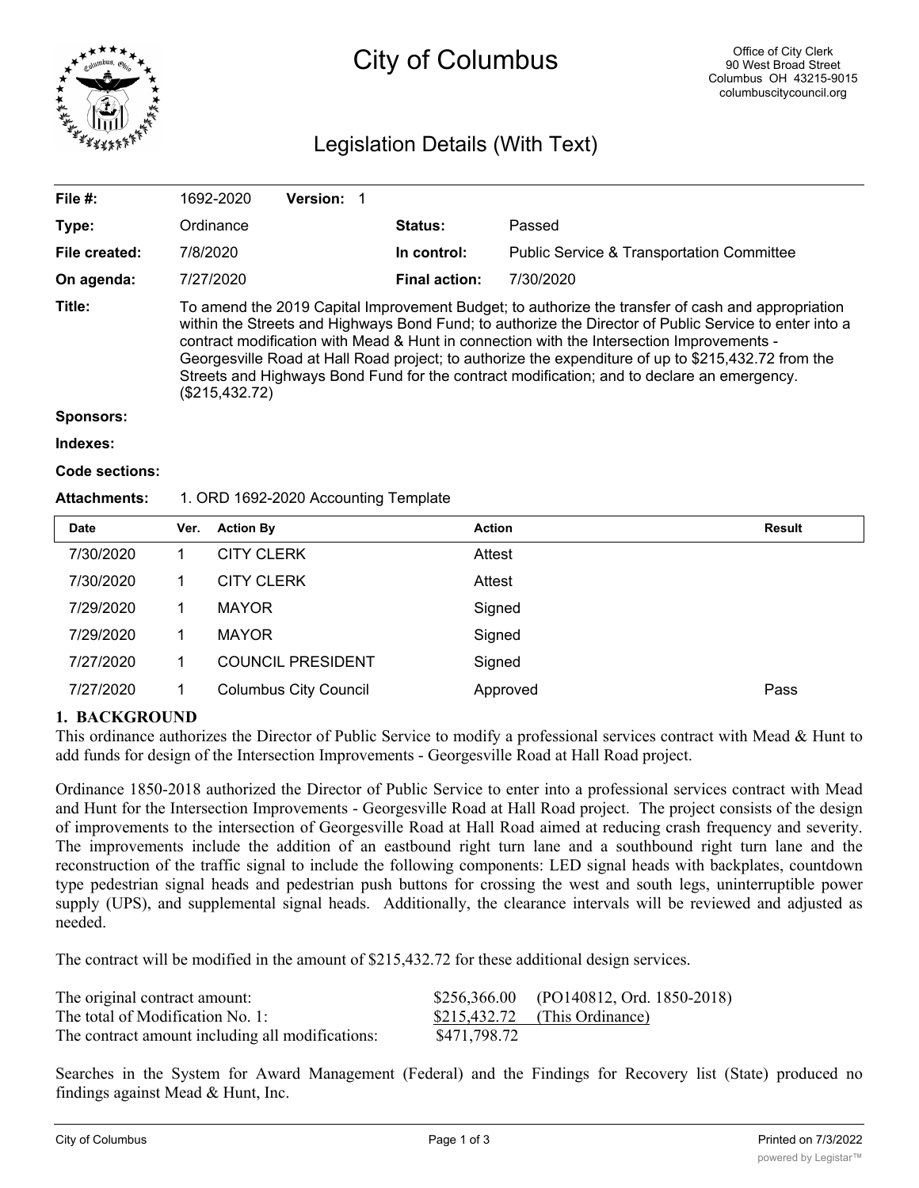# City of Columbus

Office of City Clerk
90 West Broad Street
Columbus OH 43215-9015
columbuscitycouncil.org

## Legislation Details (With Text)

| | | | |
|---|---|---|---|
| **File #:** | 1692-2020 **Version:** 1 | | |
| **Type:** | Ordinance | **Status:** | Passed |
| **File created:** | 7/8/2020 | **In control:** | Public Service & Transportation Committee |
| **On agenda:** | 7/27/2020 | **Final action:** | 7/30/2020 |

**Title:** To amend the 2019 Capital Improvement Budget; to authorize the transfer of cash and appropriation within the Streets and Highways Bond Fund; to authorize the Director of Public Service to enter into a contract modification with Mead & Hunt in connection with the Intersection Improvements - Georgesville Road at Hall Road project; to authorize the expenditure of up to $215,432.72 from the Streets and Highways Bond Fund for the contract modification; and to declare an emergency. ($215,432.72)

**Sponsors:**

**Indexes:**

**Code sections:**

**Attachments:** 1. ORD 1692-2020 Accounting Template

| Date | Ver. | Action By | Action | Result |
|---|---|---|---|---|
| 7/30/2020 | 1 | CITY CLERK | Attest | |
| 7/30/2020 | 1 | CITY CLERK | Attest | |
| 7/29/2020 | 1 | MAYOR | Signed | |
| 7/29/2020 | 1 | MAYOR | Signed | |
| 7/27/2020 | 1 | COUNCIL PRESIDENT | Signed | |
| 7/27/2020 | 1 | Columbus City Council | Approved | Pass |

**1. BACKGROUND**

This ordinance authorizes the Director of Public Service to modify a professional services contract with Mead & Hunt to add funds for design of the Intersection Improvements - Georgesville Road at Hall Road project.

Ordinance 1850-2018 authorized the Director of Public Service to enter into a professional services contract with Mead and Hunt for the Intersection Improvements - Georgesville Road at Hall Road project. The project consists of the design of improvements to the intersection of Georgesville Road at Hall Road aimed at reducing crash frequency and severity. The improvements include the addition of an eastbound right turn lane and a southbound right turn lane and the reconstruction of the traffic signal to include the following components: LED signal heads with backplates, countdown type pedestrian signal heads and pedestrian push buttons for crossing the west and south legs, uninterruptible power supply (UPS), and supplemental signal heads. Additionally, the clearance intervals will be reviewed and adjusted as needed.

The contract will be modified in the amount of $215,432.72 for these additional design services.

| | | |
|---|---|---|
| The original contract amount: | $256,366.00 | (PO140812, Ord. 1850-2018) |
| The total of Modification No. 1: | $215,432.72 | (This Ordinance) |
| The contract amount including all modifications: | $471,798.72 | |

Searches in the System for Award Management (Federal) and the Findings for Recovery list (State) produced no findings against Mead & Hunt, Inc.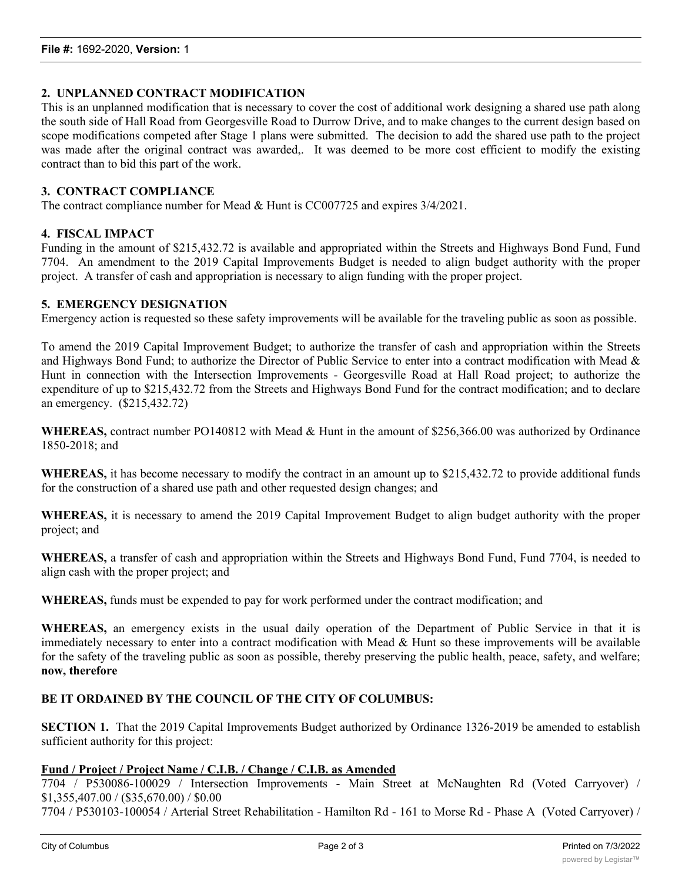**2. UNPLANNED CONTRACT MODIFICATION**

This is an unplanned modification that is necessary to cover the cost of additional work designing a shared use path along the south side of Hall Road from Georgesville Road to Durrow Drive, and to make changes to the current design based on scope modifications competed after Stage 1 plans were submitted. The decision to add the shared use path to the project was made after the original contract was awarded,. It was deemed to be more cost efficient to modify the existing contract than to bid this part of the work.

**3. CONTRACT COMPLIANCE**

The contract compliance number for Mead & Hunt is CC007725 and expires 3/4/2021.

**4. FISCAL IMPACT**

Funding in the amount of $215,432.72 is available and appropriated within the Streets and Highways Bond Fund, Fund 7704. An amendment to the 2019 Capital Improvements Budget is needed to align budget authority with the proper project. A transfer of cash and appropriation is necessary to align funding with the proper project.

**5. EMERGENCY DESIGNATION**

Emergency action is requested so these safety improvements will be available for the traveling public as soon as possible.

To amend the 2019 Capital Improvement Budget; to authorize the transfer of cash and appropriation within the Streets and Highways Bond Fund; to authorize the Director of Public Service to enter into a contract modification with Mead & Hunt in connection with the Intersection Improvements - Georgesville Road at Hall Road project; to authorize the expenditure of up to $215,432.72 from the Streets and Highways Bond Fund for the contract modification; and to declare an emergency. ($215,432.72)

**WHEREAS,** contract number PO140812 with Mead & Hunt in the amount of $256,366.00 was authorized by Ordinance 1850-2018; and

**WHEREAS,** it has become necessary to modify the contract in an amount up to $215,432.72 to provide additional funds for the construction of a shared use path and other requested design changes; and

**WHEREAS,** it is necessary to amend the 2019 Capital Improvement Budget to align budget authority with the proper project; and

**WHEREAS,** a transfer of cash and appropriation within the Streets and Highways Bond Fund, Fund 7704, is needed to align cash with the proper project; and

**WHEREAS,** funds must be expended to pay for work performed under the contract modification; and

**WHEREAS,** an emergency exists in the usual daily operation of the Department of Public Service in that it is immediately necessary to enter into a contract modification with Mead & Hunt so these improvements will be available for the safety of the traveling public as soon as possible, thereby preserving the public health, peace, safety, and welfare; **now, therefore**

**BE IT ORDAINED BY THE COUNCIL OF THE CITY OF COLUMBUS:**

**SECTION 1.** That the 2019 Capital Improvements Budget authorized by Ordinance 1326-2019 be amended to establish sufficient authority for this project:

**Fund / Project / Project Name / C.I.B. / Change / C.I.B. as Amended**

7704 / P530086-100029 / Intersection Improvements - Main Street at McNaughten Rd (Voted Carryover) / $1,355,407.00 / ($35,670.00) / $0.00

7704 / P530103-100054 / Arterial Street Rehabilitation - Hamilton Rd - 161 to Morse Rd - Phase A (Voted Carryover) /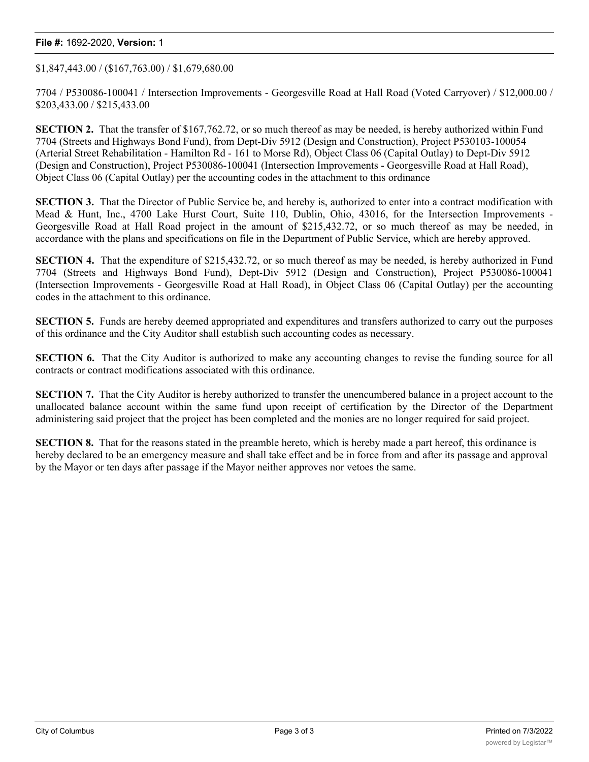$1,847,443.00 / ($167,763.00) / $1,679,680.00

7704 / P530086-100041 / Intersection Improvements - Georgesville Road at Hall Road (Voted Carryover) / $12,000.00 / $203,433.00 / $215,433.00

**SECTION 2.** That the transfer of $167,762.72, or so much thereof as may be needed, is hereby authorized within Fund 7704 (Streets and Highways Bond Fund), from Dept-Div 5912 (Design and Construction), Project P530103-100054 (Arterial Street Rehabilitation - Hamilton Rd - 161 to Morse Rd), Object Class 06 (Capital Outlay) to Dept-Div 5912 (Design and Construction), Project P530086-100041 (Intersection Improvements - Georgesville Road at Hall Road), Object Class 06 (Capital Outlay) per the accounting codes in the attachment to this ordinance

**SECTION 3.** That the Director of Public Service be, and hereby is, authorized to enter into a contract modification with Mead & Hunt, Inc., 4700 Lake Hurst Court, Suite 110, Dublin, Ohio, 43016, for the Intersection Improvements - Georgesville Road at Hall Road project in the amount of $215,432.72, or so much thereof as may be needed, in accordance with the plans and specifications on file in the Department of Public Service, which are hereby approved.

**SECTION 4.** That the expenditure of $215,432.72, or so much thereof as may be needed, is hereby authorized in Fund 7704 (Streets and Highways Bond Fund), Dept-Div 5912 (Design and Construction), Project P530086-100041 (Intersection Improvements - Georgesville Road at Hall Road), in Object Class 06 (Capital Outlay) per the accounting codes in the attachment to this ordinance.

**SECTION 5.** Funds are hereby deemed appropriated and expenditures and transfers authorized to carry out the purposes of this ordinance and the City Auditor shall establish such accounting codes as necessary.

**SECTION 6.** That the City Auditor is authorized to make any accounting changes to revise the funding source for all contracts or contract modifications associated with this ordinance.

**SECTION 7.** That the City Auditor is hereby authorized to transfer the unencumbered balance in a project account to the unallocated balance account within the same fund upon receipt of certification by the Director of the Department administering said project that the project has been completed and the monies are no longer required for said project.

**SECTION 8.** That for the reasons stated in the preamble hereto, which is hereby made a part hereof, this ordinance is hereby declared to be an emergency measure and shall take effect and be in force from and after its passage and approval by the Mayor or ten days after passage if the Mayor neither approves nor vetoes the same.